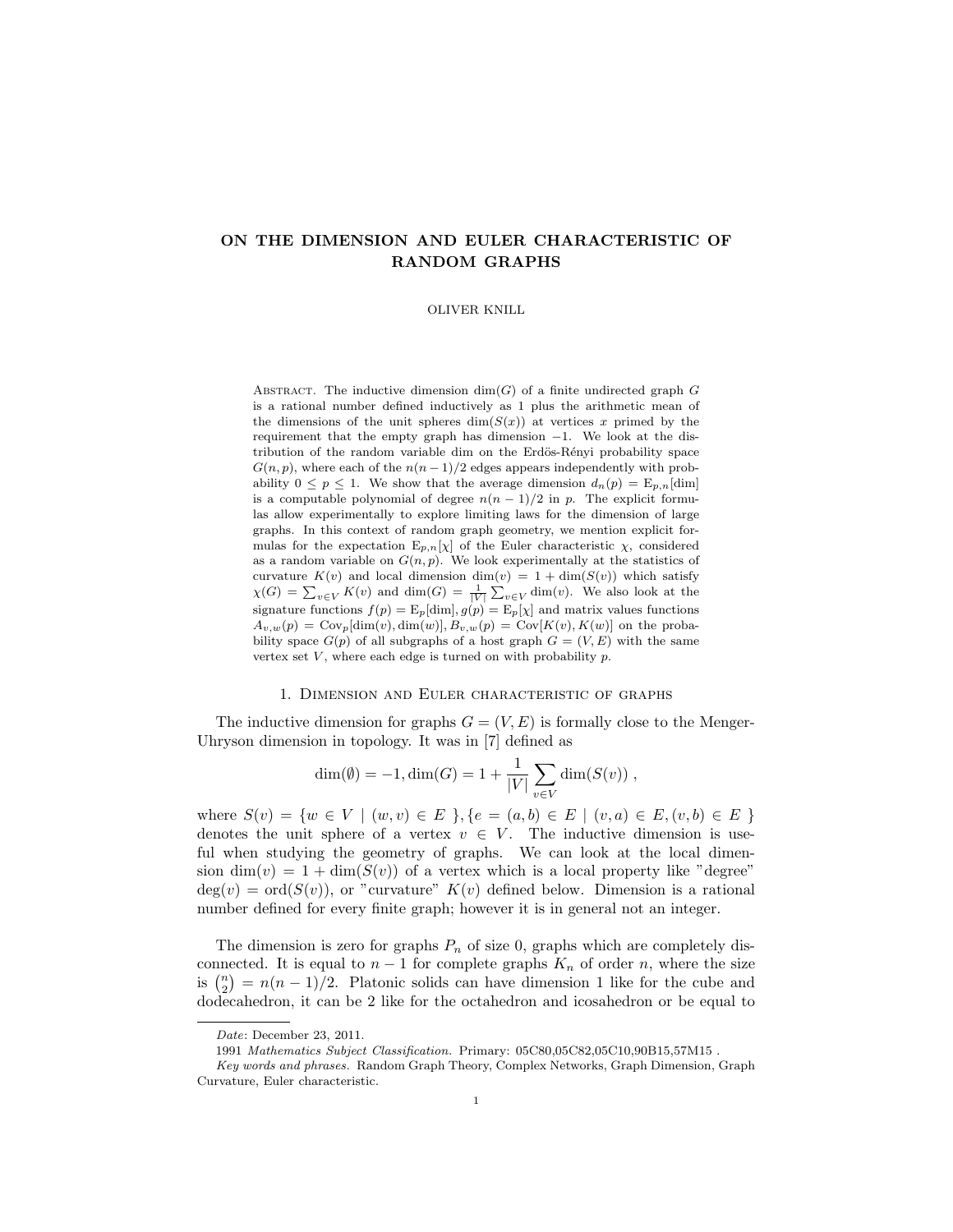# ON THE DIMENSION AND EULER CHARACTERISTIC OF RANDOM GRAPHS

OLIVER KNILL

Abstract. The inductive dimension $\dim(G)$ of a finite undirected graph $G$ is a rational number defined inductively as 1 plus the arithmetic mean of the dimensions of the unit spheres $\dim(S(x))$ at vertices $x$ primed by the requirement that the empty graph has dimension $-1$. We look at the distribution of the random variable dim on the Erdös-Rényi probability space $G(n,p)$, where each of the $n(n-1)/2$ edges appears independently with probability $0 \leq p \leq 1$. We show that the average dimension $d_n(p) = \mathrm{E}_{p,n}[\dim]$ is a computable polynomial of degree $n(n-1)/2$ in $p$. The explicit formulas allow experimentally to explore limiting laws for the dimension of large graphs. In this context of random graph geometry, we mention explicit formulas for the expectation $\mathrm{E}_{p,n}[\chi]$ of the Euler characteristic $\chi$, considered as a random variable on $G(n,p)$. We look experimentally at the statistics of curvature $K(v)$ and local dimension $\dim(v) = 1 + \dim(S(v))$ which satisfy $\chi(G) = \sum_{v \in V} K(v)$ and $\dim(G) = \frac{1}{|V|} \sum_{v \in V} \dim(v)$. We also look at the signature functions $f(p) = \mathrm{E}_p[\dim], g(p) = \mathrm{E}_p[\chi]$ and matrix values functions $A_{v,w}(p) = \mathrm{Cov}_p[\dim(v), \dim(w)], B_{v,w}(p) = \mathrm{Cov}[K(v), K(w)]$ on the probability space $G(p)$ of all subgraphs of a host graph $G = (V, E)$ with the same vertex set $V$, where each edge is turned on with probability $p$.

## 1. Dimension and Euler characteristic of graphs

The inductive dimension for graphs $G = (V, E)$ is formally close to the Menger-Uhryson dimension in topology. It was in [7] defined as

$$\dim(\emptyset) = -1, \dim(G) = 1 + \frac{1}{|V|} \sum_{v \in V} \dim(S(v)) \; ,$$

where $S(v) = \{w \in V \mid (w,v) \in E \}, \{e = (a,b) \in E \mid (v,a) \in E, (v,b) \in E \}$ denotes the unit sphere of a vertex $v \in V$. The inductive dimension is useful when studying the geometry of graphs. We can look at the local dimension $\dim(v) = 1 + \dim(S(v))$ of a vertex which is a local property like "degree" $\deg(v) = \mathrm{ord}(S(v))$, or "curvature" $K(v)$ defined below. Dimension is a rational number defined for every finite graph; however it is in general not an integer.

The dimension is zero for graphs $P_n$ of size 0, graphs which are completely disconnected. It is equal to $n-1$ for complete graphs $K_n$ of order $n$, where the size is $\binom{n}{2} = n(n-1)/2$. Platonic solids can have dimension 1 like for the cube and dodecahedron, it can be 2 like for the octahedron and icosahedron or be equal to

---

*Date*: December 23, 2011.

1991 *Mathematics Subject Classification.* Primary: 05C80,05C82,05C10,90B15,57M15 .

*Key words and phrases.* Random Graph Theory, Complex Networks, Graph Dimension, Graph Curvature, Euler characteristic.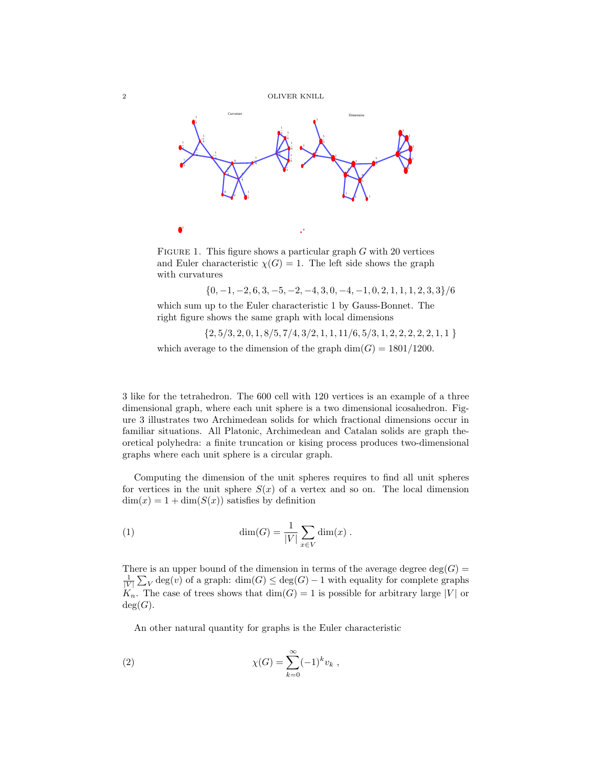FIGURE 1. This figure shows a particular graph $G$ with 20 vertices and Euler characteristic $\chi(G) = 1$. The left side shows the graph with curvatures

$$\{0, -1, -2, 6, 3, -5, -2, -4, 3, 0, -4, -1, 0, 2, 1, 1, 1, 2, 3, 3\}/6$$

which sum up to the Euler characteristic 1 by Gauss-Bonnet. The right figure shows the same graph with local dimensions

$$\{2, 5/3, 2, 0, 1, 8/5, 7/4, 3/2, 1, 1, 11/6, 5/3, 1, 2, 2, 2, 2, 2, 1, 1\ \}$$

which average to the dimension of the graph $\dim(G) = 1801/1200$.

3 like for the tetrahedron. The 600 cell with 120 vertices is an example of a three dimensional graph, where each unit sphere is a two dimensional icosahedron. Figure 3 illustrates two Archimedean solids for which fractional dimensions occur in familiar situations. All Platonic, Archimedean and Catalan solids are graph theoretical polyhedra: a finite truncation or kising process produces two-dimensional graphs where each unit sphere is a circular graph.

Computing the dimension of the unit spheres requires to find all unit spheres for vertices in the unit sphere $S(x)$ of a vertex and so on. The local dimension $\dim(x) = 1 + \dim(S(x))$ satisfies by definition

$$\dim(G) = \frac{1}{|V|} \sum_{x \in V} \dim(x) \ . \tag{1}$$

There is an upper bound of the dimension in terms of the average degree $\deg(G) = \frac{1}{|V|} \sum_V \deg(v)$ of a graph: $\dim(G) \leq \deg(G) - 1$ with equality for complete graphs $K_n$. The case of trees shows that $\dim(G) = 1$ is possible for arbitrary large $|V|$ or $\deg(G)$.

An other natural quantity for graphs is the Euler characteristic

$$\chi(G) = \sum_{k=0}^{\infty} (-1)^k v_k \ , \tag{2}$$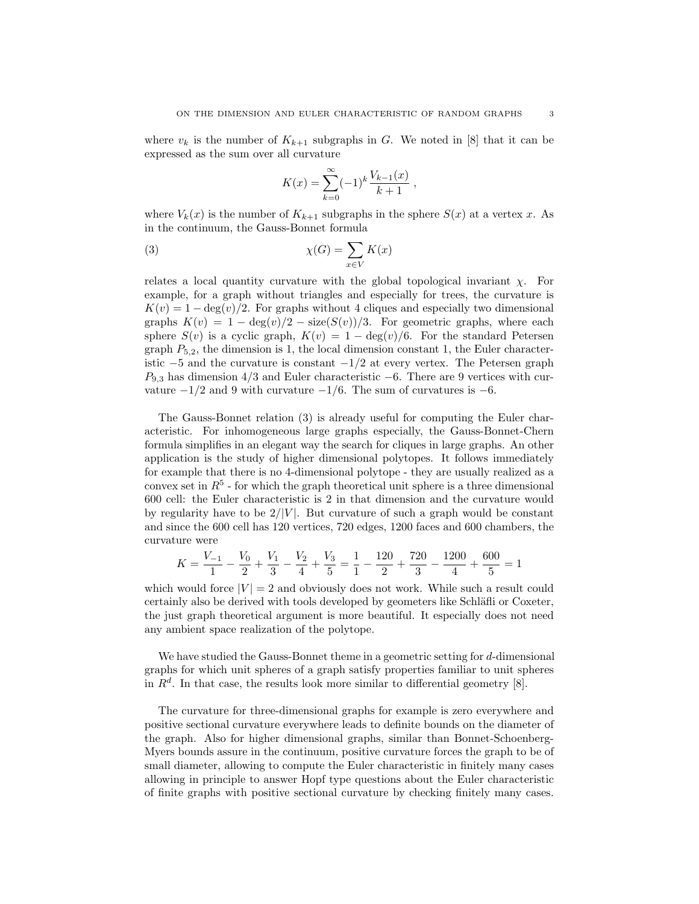where $v_k$ is the number of $K_{k+1}$ subgraphs in $G$. We noted in [8] that it can be expressed as the sum over all curvature

$$K(x) = \sum_{k=0}^{\infty} (-1)^k \frac{V_{k-1}(x)}{k+1} ,$$

where $V_k(x)$ is the number of $K_{k+1}$ subgraphs in the sphere $S(x)$ at a vertex $x$. As in the continuum, the Gauss-Bonnet formula

$$\chi(G) = \sum_{x \in V} K(x) \tag{3}$$

relates a local quantity curvature with the global topological invariant $\chi$. For example, for a graph without triangles and especially for trees, the curvature is $K(v) = 1 - \deg(v)/2$. For graphs without 4 cliques and especially two dimensional graphs $K(v) = 1 - \deg(v)/2 - \text{size}(S(v))/3$. For geometric graphs, where each sphere $S(v)$ is a cyclic graph, $K(v) = 1 - \deg(v)/6$. For the standard Petersen graph $P_{5,2}$, the dimension is 1, the local dimension constant 1, the Euler characteristic $-5$ and the curvature is constant $-1/2$ at every vertex. The Petersen graph $P_{9,3}$ has dimension $4/3$ and Euler characteristic $-6$. There are 9 vertices with curvature $-1/2$ and 9 with curvature $-1/6$. The sum of curvatures is $-6$.

The Gauss-Bonnet relation (3) is already useful for computing the Euler characteristic. For inhomogeneous large graphs especially, the Gauss-Bonnet-Chern formula simplifies in an elegant way the search for cliques in large graphs. An other application is the study of higher dimensional polytopes. It follows immediately for example that there is no 4-dimensional polytope - they are usually realized as a convex set in $R^5$ - for which the graph theoretical unit sphere is a three dimensional 600 cell: the Euler characteristic is 2 in that dimension and the curvature would by regularity have to be $2/|V|$. But curvature of such a graph would be constant and since the 600 cell has 120 vertices, 720 edges, 1200 faces and 600 chambers, the curvature were

$$K = \frac{V_{-1}}{1} - \frac{V_0}{2} + \frac{V_1}{3} - \frac{V_2}{4} + \frac{V_3}{5} = \frac{1}{1} - \frac{120}{2} + \frac{720}{3} - \frac{1200}{4} + \frac{600}{5} = 1$$

which would force $|V| = 2$ and obviously does not work. While such a result could certainly also be derived with tools developed by geometers like Schläfli or Coxeter, the just graph theoretical argument is more beautiful. It especially does not need any ambient space realization of the polytope.

We have studied the Gauss-Bonnet theme in a geometric setting for $d$-dimensional graphs for which unit spheres of a graph satisfy properties familiar to unit spheres in $R^d$. In that case, the results look more similar to differential geometry [8].

The curvature for three-dimensional graphs for example is zero everywhere and positive sectional curvature everywhere leads to definite bounds on the diameter of the graph. Also for higher dimensional graphs, similar than Bonnet-Schoenberg-Myers bounds assure in the continuum, positive curvature forces the graph to be of small diameter, allowing to compute the Euler characteristic in finitely many cases allowing in principle to answer Hopf type questions about the Euler characteristic of finite graphs with positive sectional curvature by checking finitely many cases.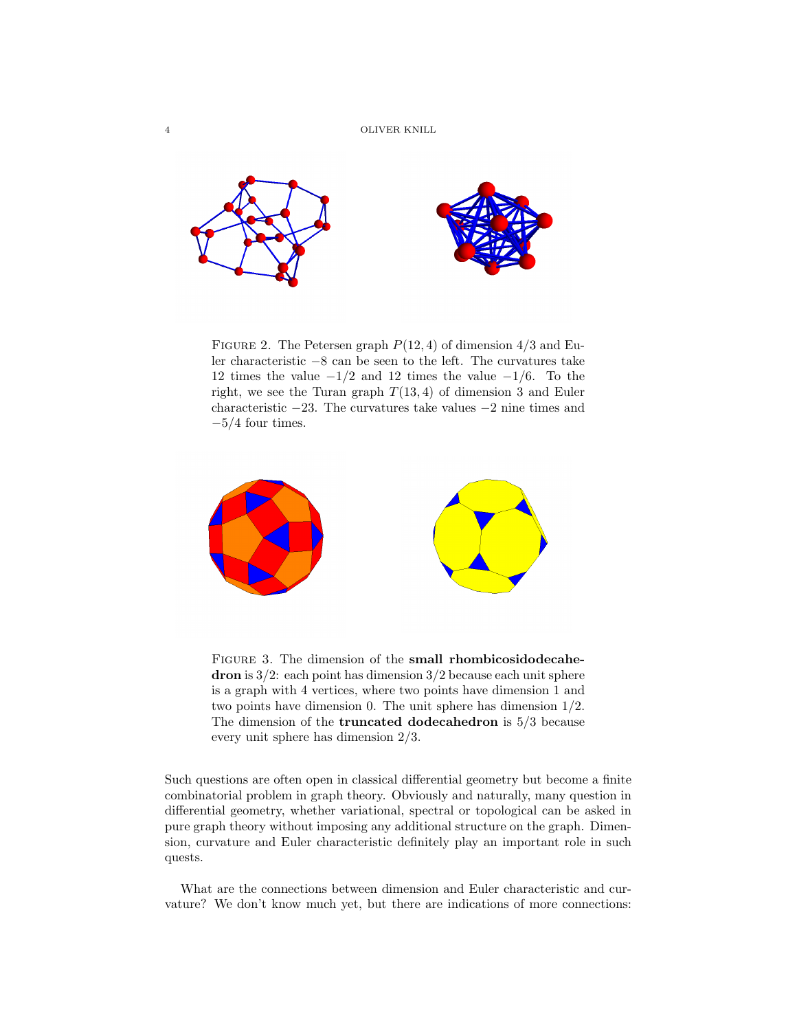FIGURE 2. The Petersen graph $P(12, 4)$ of dimension $4/3$ and Euler characteristic $-8$ can be seen to the left. The curvatures take 12 times the value $-1/2$ and 12 times the value $-1/6$. To the right, we see the Turan graph $T(13, 4)$ of dimension 3 and Euler characteristic $-23$. The curvatures take values $-2$ nine times and $-5/4$ four times.

FIGURE 3. The dimension of the **small rhombicosidodecahedron** is $3/2$: each point has dimension $3/2$ because each unit sphere is a graph with 4 vertices, where two points have dimension 1 and two points have dimension 0. The unit sphere has dimension $1/2$. The dimension of the **truncated dodecahedron** is $5/3$ because every unit sphere has dimension $2/3$.

Such questions are often open in classical differential geometry but become a finite combinatorial problem in graph theory. Obviously and naturally, many question in differential geometry, whether variational, spectral or topological can be asked in pure graph theory without imposing any additional structure on the graph. Dimension, curvature and Euler characteristic definitely play an important role in such quests.

What are the connections between dimension and Euler characteristic and curvature? We don't know much yet, but there are indications of more connections: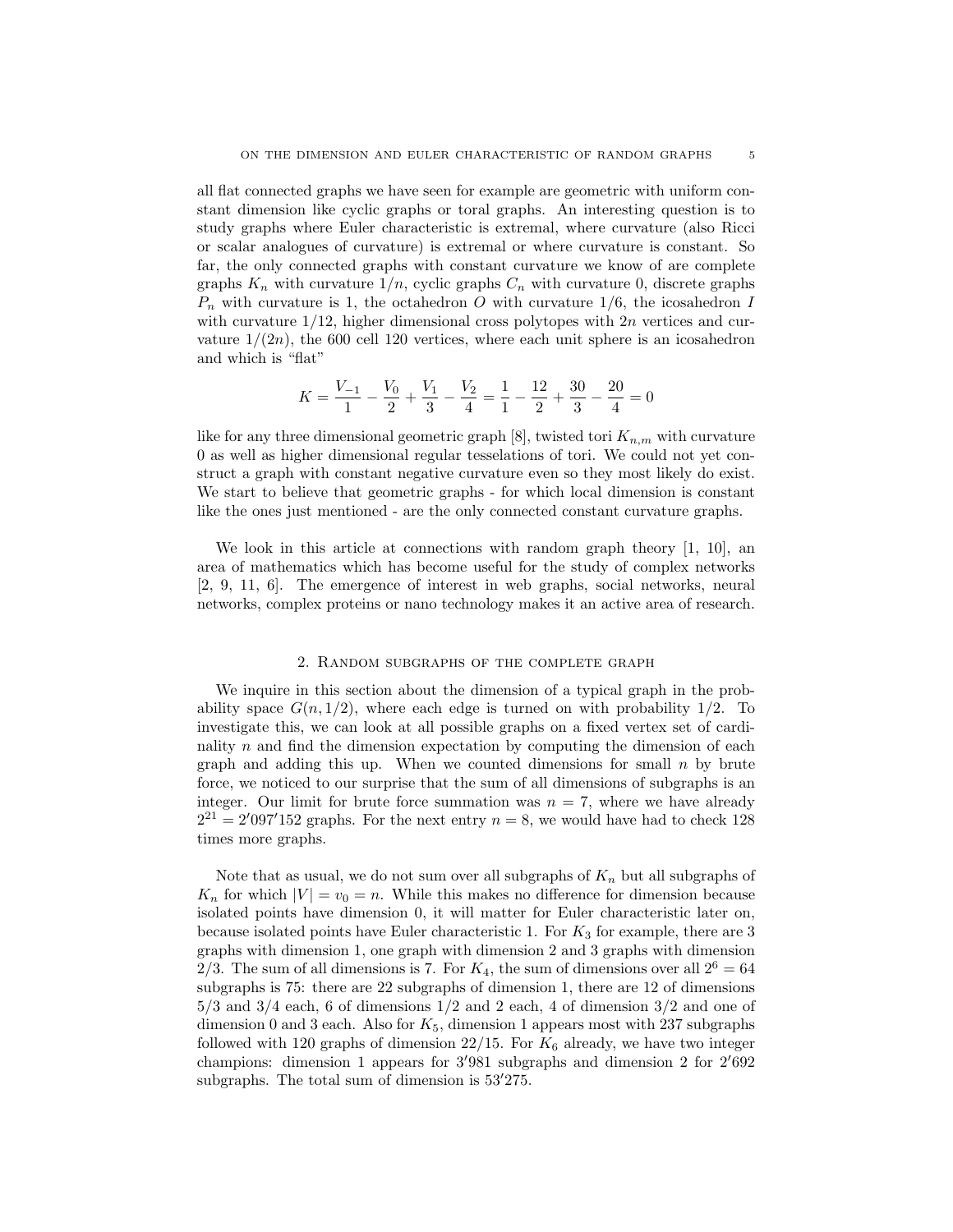all flat connected graphs we have seen for example are geometric with uniform constant dimension like cyclic graphs or toral graphs. An interesting question is to study graphs where Euler characteristic is extremal, where curvature (also Ricci or scalar analogues of curvature) is extremal or where curvature is constant. So far, the only connected graphs with constant curvature we know of are complete graphs $K_n$ with curvature $1/n$, cyclic graphs $C_n$ with curvature 0, discrete graphs $P_n$ with curvature is 1, the octahedron $O$ with curvature $1/6$, the icosahedron $I$ with curvature $1/12$, higher dimensional cross polytopes with $2n$ vertices and curvature $1/(2n)$, the 600 cell 120 vertices, where each unit sphere is an icosahedron and which is "flat"

$$K = \frac{V_{-1}}{1} - \frac{V_0}{2} + \frac{V_1}{3} - \frac{V_2}{4} = \frac{1}{1} - \frac{12}{2} + \frac{30}{3} - \frac{20}{4} = 0$$

like for any three dimensional geometric graph [8], twisted tori $K_{n,m}$ with curvature 0 as well as higher dimensional regular tesselations of tori. We could not yet construct a graph with constant negative curvature even so they most likely do exist. We start to believe that geometric graphs - for which local dimension is constant like the ones just mentioned - are the only connected constant curvature graphs.

We look in this article at connections with random graph theory [1, 10], an area of mathematics which has become useful for the study of complex networks [2, 9, 11, 6]. The emergence of interest in web graphs, social networks, neural networks, complex proteins or nano technology makes it an active area of research.

## 2. Random subgraphs of the complete graph

We inquire in this section about the dimension of a typical graph in the probability space $G(n, 1/2)$, where each edge is turned on with probability $1/2$. To investigate this, we can look at all possible graphs on a fixed vertex set of cardinality $n$ and find the dimension expectation by computing the dimension of each graph and adding this up. When we counted dimensions for small $n$ by brute force, we noticed to our surprise that the sum of all dimensions of subgraphs is an integer. Our limit for brute force summation was $n = 7$, where we have already $2^{21} = 2'097'152$ graphs. For the next entry $n = 8$, we would have had to check 128 times more graphs.

Note that as usual, we do not sum over all subgraphs of $K_n$ but all subgraphs of $K_n$ for which $|V| = v_0 = n$. While this makes no difference for dimension because isolated points have dimension 0, it will matter for Euler characteristic later on, because isolated points have Euler characteristic 1. For $K_3$ for example, there are 3 graphs with dimension 1, one graph with dimension 2 and 3 graphs with dimension $2/3$. The sum of all dimensions is 7. For $K_4$, the sum of dimensions over all $2^6 = 64$ subgraphs is 75: there are 22 subgraphs of dimension 1, there are 12 of dimensions $5/3$ and $3/4$ each, 6 of dimensions $1/2$ and 2 each, 4 of dimension $3/2$ and one of dimension 0 and 3 each. Also for $K_5$, dimension 1 appears most with 237 subgraphs followed with 120 graphs of dimension $22/15$. For $K_6$ already, we have two integer champions: dimension 1 appears for $3'981$ subgraphs and dimension 2 for $2'692$ subgraphs. The total sum of dimension is $53'275$.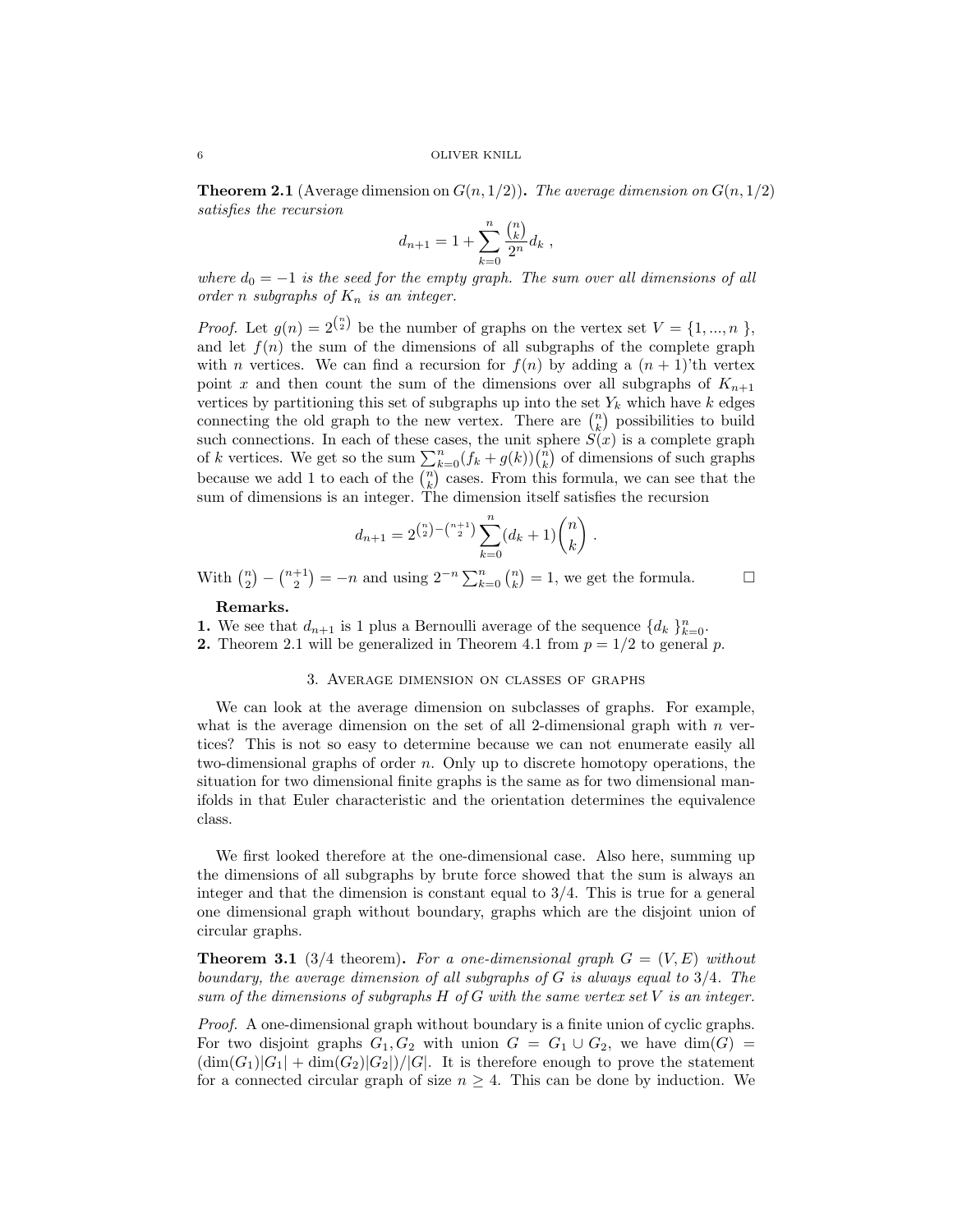**Theorem 2.1** (Average dimension on $G(n, 1/2)$). *The average dimension on $G(n, 1/2)$ satisfies the recursion*

$$d_{n+1} = 1 + \sum_{k=0}^{n} \frac{\binom{n}{k}}{2^n} d_k \ ,$$

*where $d_0 = -1$ is the seed for the empty graph. The sum over all dimensions of all order $n$ subgraphs of $K_n$ is an integer.*

*Proof.* Let $g(n) = 2^{\binom{n}{2}}$ be the number of graphs on the vertex set $V = \{1, ..., n\}$, and let $f(n)$ the sum of the dimensions of all subgraphs of the complete graph with $n$ vertices. We can find a recursion for $f(n)$ by adding a $(n + 1)$'th vertex point $x$ and then count the sum of the dimensions over all subgraphs of $K_{n+1}$ vertices by partitioning this set of subgraphs up into the set $Y_k$ which have $k$ edges connecting the old graph to the new vertex. There are $\binom{n}{k}$ possibilities to build such connections. In each of these cases, the unit sphere $S(x)$ is a complete graph of $k$ vertices. We get so the sum $\sum_{k=0}^{n}(f_k + g(k))\binom{n}{k}$ of dimensions of such graphs because we add 1 to each of the $\binom{n}{k}$ cases. From this formula, we can see that the sum of dimensions is an integer. The dimension itself satisfies the recursion

$$d_{n+1} = 2^{\binom{n}{2} - \binom{n+1}{2}} \sum_{k=0}^{n} (d_k + 1) \binom{n}{k} \ .$$

With $\binom{n}{2} - \binom{n+1}{2} = -n$ and using $2^{-n} \sum_{k=0}^{n} \binom{n}{k} = 1$, we get the formula. $\square$

**Remarks.**
**1.** We see that $d_{n+1}$ is 1 plus a Bernoulli average of the sequence $\{d_k\}_{k=0}^{n}$.
**2.** Theorem 2.1 will be generalized in Theorem 4.1 from $p = 1/2$ to general $p$.

## 3. Average dimension on classes of graphs

We can look at the average dimension on subclasses of graphs. For example, what is the average dimension on the set of all 2-dimensional graph with $n$ vertices? This is not so easy to determine because we can not enumerate easily all two-dimensional graphs of order $n$. Only up to discrete homotopy operations, the situation for two dimensional finite graphs is the same as for two dimensional manifolds in that Euler characteristic and the orientation determines the equivalence class.

We first looked therefore at the one-dimensional case. Also here, summing up the dimensions of all subgraphs by brute force showed that the sum is always an integer and that the dimension is constant equal to $3/4$. This is true for a general one dimensional graph without boundary, graphs which are the disjoint union of circular graphs.

**Theorem 3.1** ($3/4$ theorem). *For a one-dimensional graph $G = (V, E)$ without boundary, the average dimension of all subgraphs of $G$ is always equal to $3/4$. The sum of the dimensions of subgraphs $H$ of $G$ with the same vertex set $V$ is an integer.*

*Proof.* A one-dimensional graph without boundary is a finite union of cyclic graphs. For two disjoint graphs $G_1, G_2$ with union $G = G_1 \cup G_2$, we have $\dim(G) = (\dim(G_1)|G_1| + \dim(G_2)|G_2|)/|G|$. It is therefore enough to prove the statement for a connected circular graph of size $n \geq 4$. This can be done by induction. We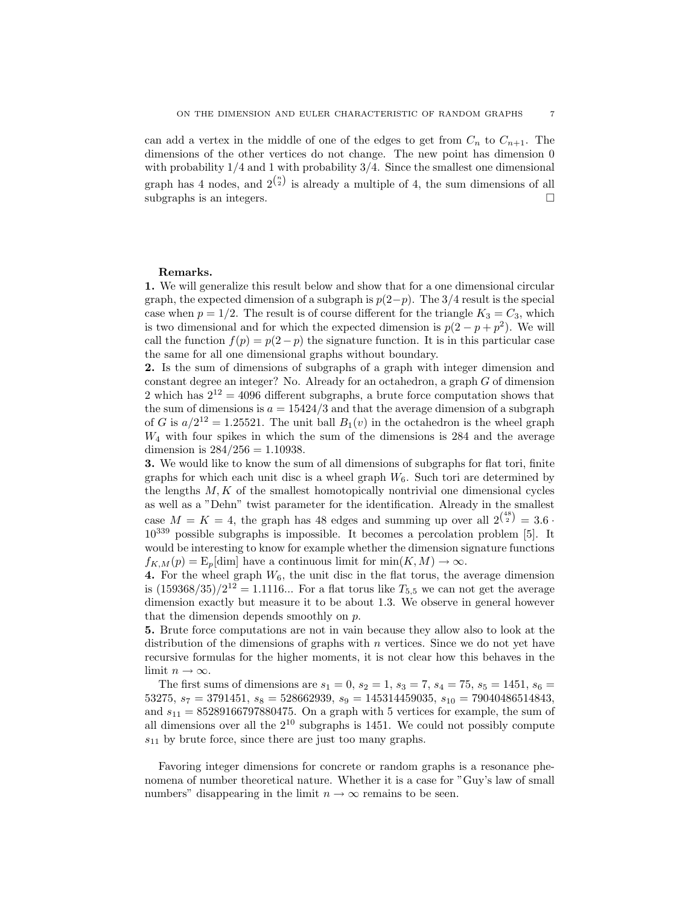can add a vertex in the middle of one of the edges to get from $C_n$ to $C_{n+1}$. The dimensions of the other vertices do not change. The new point has dimension 0 with probability 1/4 and 1 with probability 3/4. Since the smallest one dimensional graph has 4 nodes, and $2^{\binom{n}{2}}$ is already a multiple of 4, the sum dimensions of all subgraphs is an integers. $\square$

**Remarks.**

**1.** We will generalize this result below and show that for a one dimensional circular graph, the expected dimension of a subgraph is $p(2-p)$. The 3/4 result is the special case when $p = 1/2$. The result is of course different for the triangle $K_3 = C_3$, which is two dimensional and for which the expected dimension is $p(2-p+p^2)$. We will call the function $f(p) = p(2-p)$ the signature function. It is in this particular case the same for all one dimensional graphs without boundary.

**2.** Is the sum of dimensions of subgraphs of a graph with integer dimension and constant degree an integer? No. Already for an octahedron, a graph $G$ of dimension 2 which has $2^{12} = 4096$ different subgraphs, a brute force computation shows that the sum of dimensions is $a = 15424/3$ and that the average dimension of a subgraph of $G$ is $a/2^{12} = 1.25521$. The unit ball $B_1(v)$ in the octahedron is the wheel graph $W_4$ with four spikes in which the sum of the dimensions is 284 and the average dimension is $284/256 = 1.10938$.

**3.** We would like to know the sum of all dimensions of subgraphs for flat tori, finite graphs for which each unit disc is a wheel graph $W_6$. Such tori are determined by the lengths $M, K$ of the smallest homotopically nontrivial one dimensional cycles as well as a "Dehn" twist parameter for the identification. Already in the smallest case $M = K = 4$, the graph has 48 edges and summing up over all $2^{\binom{48}{2}} = 3.6 \cdot 10^{339}$ possible subgraphs is impossible. It becomes a percolation problem [5]. It would be interesting to know for example whether the dimension signature functions $f_{K,M}(p) = \mathrm{E}_p[\dim]$ have a continuous limit for $\min(K, M) \to \infty$.

**4.** For the wheel graph $W_6$, the unit disc in the flat torus, the average dimension is $(159368/35)/2^{12} = 1.1116...$ For a flat torus like $T_{5,5}$ we can not get the average dimension exactly but measure it to be about 1.3. We observe in general however that the dimension depends smoothly on $p$.

**5.** Brute force computations are not in vain because they allow also to look at the distribution of the dimensions of graphs with $n$ vertices. Since we do not yet have recursive formulas for the higher moments, it is not clear how this behaves in the limit $n \to \infty$.

The first sums of dimensions are $s_1 = 0$, $s_2 = 1$, $s_3 = 7$, $s_4 = 75$, $s_5 = 1451$, $s_6 = 53275$, $s_7 = 3791451$, $s_8 = 528662939$, $s_9 = 145314459035$, $s_{10} = 79040486514843$, and $s_{11} = 85289166797880475$. On a graph with 5 vertices for example, the sum of all dimensions over all the $2^{10}$ subgraphs is 1451. We could not possibly compute $s_{11}$ by brute force, since there are just too many graphs.

Favoring integer dimensions for concrete or random graphs is a resonance phenomena of number theoretical nature. Whether it is a case for "Guy's law of small numbers" disappearing in the limit $n \to \infty$ remains to be seen.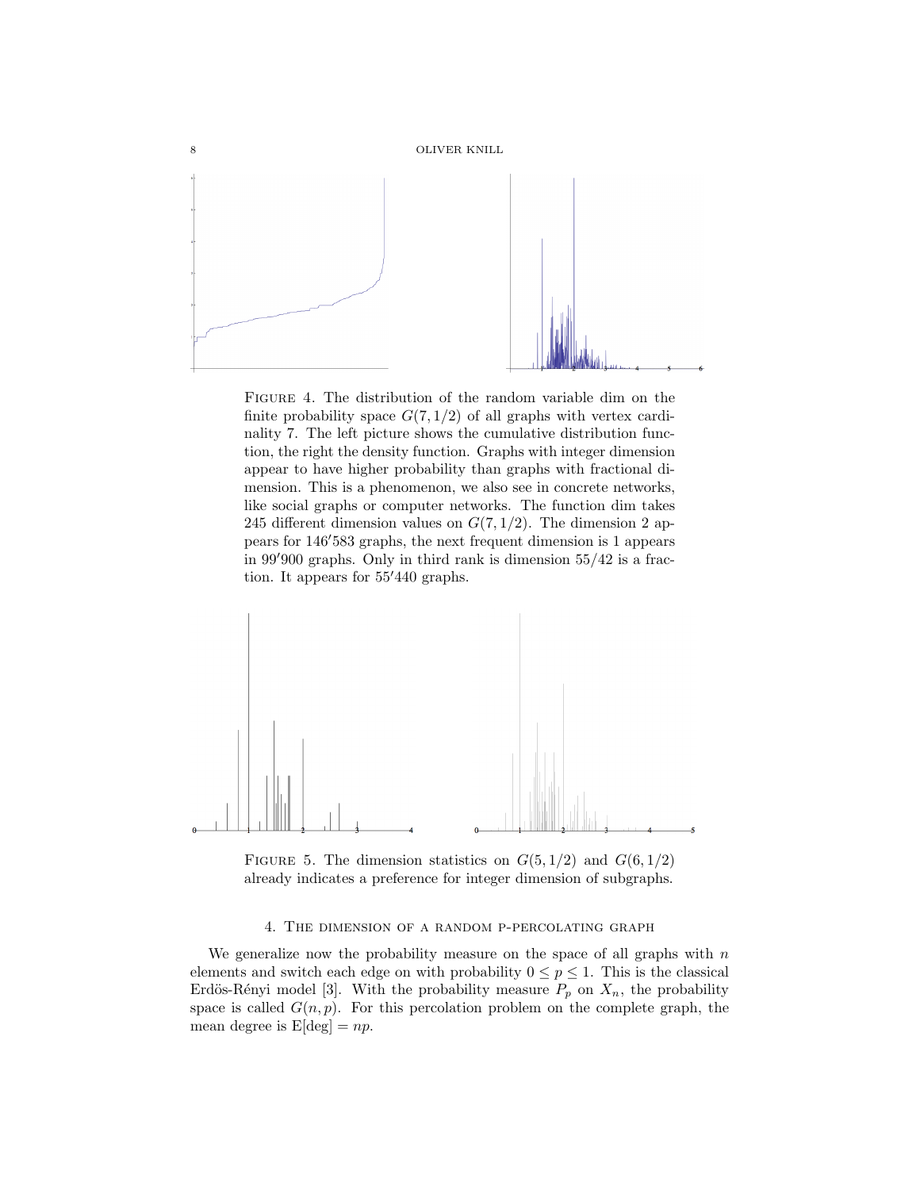Figure 4. The distribution of the random variable dim on the finite probability space $G(7, 1/2)$ of all graphs with vertex cardinality 7. The left picture shows the cumulative distribution function, the right the density function. Graphs with integer dimension appear to have higher probability than graphs with fractional dimension. This is a phenomenon, we also see in concrete networks, like social graphs or computer networks. The function dim takes 245 different dimension values on $G(7, 1/2)$. The dimension 2 appears for 146′583 graphs, the next frequent dimension is 1 appears in 99′900 graphs. Only in third rank is dimension 55/42 is a fraction. It appears for 55′440 graphs.

Figure 5. The dimension statistics on $G(5, 1/2)$ and $G(6, 1/2)$ already indicates a preference for integer dimension of subgraphs.

## 4. The dimension of a random p-percolating graph

We generalize now the probability measure on the space of all graphs with $n$ elements and switch each edge on with probability $0 \leq p \leq 1$. This is the classical Erdös-Rényi model [3]. With the probability measure $P_p$ on $X_n$, the probability space is called $G(n, p)$. For this percolation problem on the complete graph, the mean degree is $\mathrm{E}[\deg] = np$.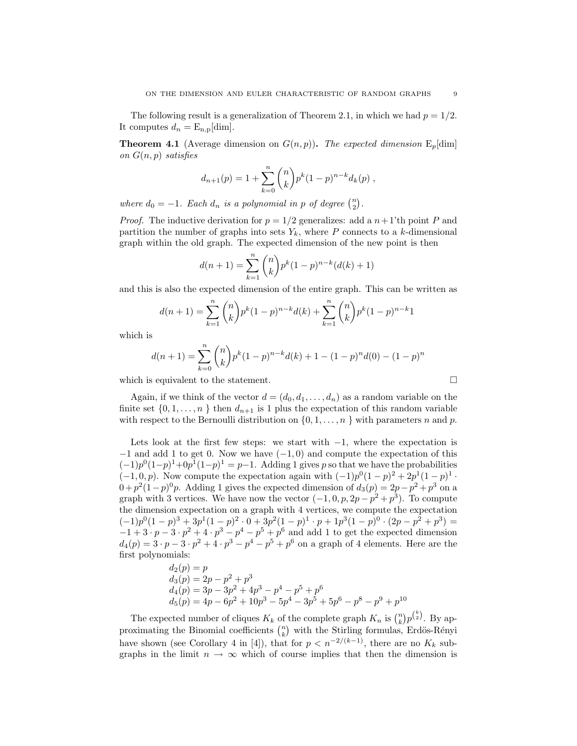The following result is a generalization of Theorem 2.1, in which we had $p = 1/2$. It computes $d_n = \mathrm{E}_{\mathrm{n,p}}[\mathrm{dim}]$.

**Theorem 4.1** (Average dimension on $G(n,p)$)**.** *The expected dimension* $\mathrm{E}_p[\mathrm{dim}]$ *on* $G(n,p)$ *satisfies*

$$d_{n+1}(p) = 1 + \sum_{k=0}^{n} \binom{n}{k} p^k (1-p)^{n-k} d_k(p) \ ,$$

*where* $d_0 = -1$*. Each* $d_n$ *is a polynomial in* $p$ *of degree* $\binom{n}{2}$*.*

*Proof.* The inductive derivation for $p = 1/2$ generalizes: add a $n+1$'th point $P$ and partition the number of graphs into sets $Y_k$, where $P$ connects to a $k$-dimensional graph within the old graph. The expected dimension of the new point is then

$$d(n+1) = \sum_{k=1}^{n} \binom{n}{k} p^k (1-p)^{n-k} (d(k)+1)$$

and this is also the expected dimension of the entire graph. This can be written as

$$d(n+1) = \sum_{k=1}^{n} \binom{n}{k} p^k (1-p)^{n-k} d(k) + \sum_{k=1}^{n} \binom{n}{k} p^k (1-p)^{n-k} 1$$

which is

$$d(n+1) = \sum_{k=0}^{n} \binom{n}{k} p^k (1-p)^{n-k} d(k) + 1 - (1-p)^n d(0) - (1-p)^n$$

which is equivalent to the statement. $\square$

Again, if we think of the vector $d = (d_0, d_1, \dots, d_n)$ as a random variable on the finite set $\{0, 1, \dots, n\}$ then $d_{n+1}$ is 1 plus the expectation of this random variable with respect to the Bernoulli distribution on $\{0, 1, \dots, n\}$ with parameters $n$ and $p$.

Lets look at the first few steps: we start with $-1$, where the expectation is $-1$ and add 1 to get 0. Now we have $(-1, 0)$ and compute the expectation of this $(-1)p^0(1-p)^1 + 0p^1(1-p)^1 = p-1$. Adding 1 gives $p$ so that we have the probabilities $(-1, 0, p)$. Now compute the expectation again with $(-1)p^0(1-p)^2 + 2p^1(1-p)^1 \cdot 0 + p^2(1-p)^0 p$. Adding 1 gives the expected dimension of $d_3(p) = 2p - p^2 + p^3$ on a graph with 3 vertices. We have now the vector $(-1, 0, p, 2p - p^2 + p^3)$. To compute the dimension expectation on a graph with 4 vertices, we compute the expectation $(-1)p^0(1-p)^3 + 3p^1(1-p)^2 \cdot 0 + 3p^2(1-p)^1 \cdot p + 1p^3(1-p)^0 \cdot (2p - p^2 + p^3) = -1 + 3 \cdot p - 3 \cdot p^2 + 4 \cdot p^3 - p^4 - p^5 + p^6$ and add 1 to get the expected dimension $d_4(p) = 3 \cdot p - 3 \cdot p^2 + 4 \cdot p^3 - p^4 - p^5 + p^6$ on a graph of 4 elements. Here are the first polynomials:

$$\begin{aligned}
d_2(p) &= p \\
d_3(p) &= 2p - p^2 + p^3 \\
d_4(p) &= 3p - 3p^2 + 4p^3 - p^4 - p^5 + p^6 \\
d_5(p) &= 4p - 6p^2 + 10p^3 - 5p^4 - 3p^5 + 5p^6 - p^8 - p^9 + p^{10}
\end{aligned}$$

The expected number of cliques $K_k$ of the complete graph $K_n$ is $\binom{n}{k} p^{\binom{k}{2}}$. By approximating the Binomial coefficients $\binom{n}{k}$ with the Stirling formulas, Erdös-Rényi have shown (see Corollary 4 in [4]), that for $p < n^{-2/(k-1)}$, there are no $K_k$ subgraphs in the limit $n \to \infty$ which of course implies that then the dimension is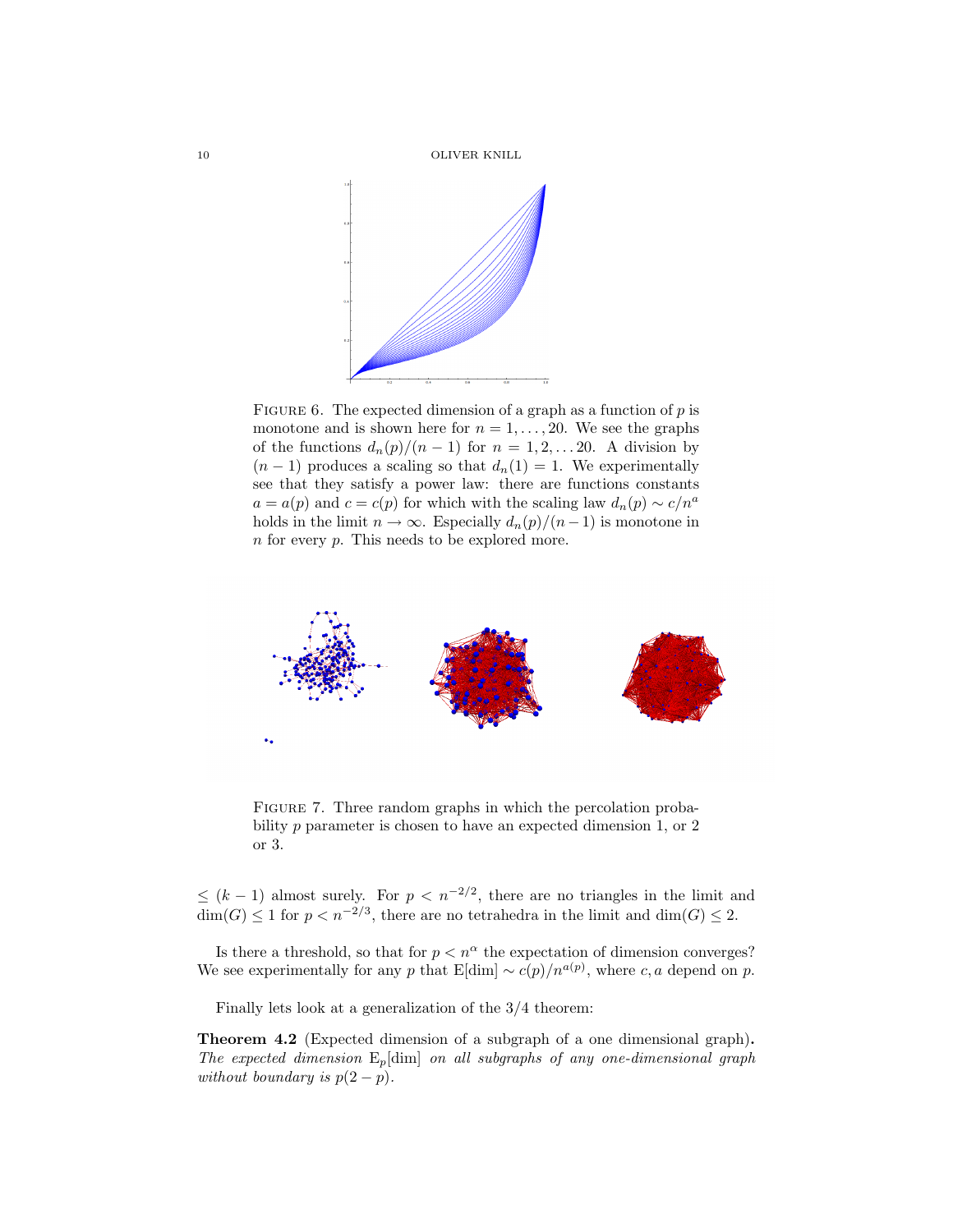FIGURE 6. The expected dimension of a graph as a function of $p$ is monotone and is shown here for $n = 1, \dots, 20$. We see the graphs of the functions $d_n(p)/(n-1)$ for $n = 1, 2, \dots 20$. A division by $(n-1)$ produces a scaling so that $d_n(1) = 1$. We experimentally see that they satisfy a power law: there are functions constants $a = a(p)$ and $c = c(p)$ for which with the scaling law $d_n(p) \sim c/n^a$ holds in the limit $n \to \infty$. Especially $d_n(p)/(n-1)$ is monotone in $n$ for every $p$. This needs to be explored more.

FIGURE 7. Three random graphs in which the percolation probability $p$ parameter is chosen to have an expected dimension 1, or 2 or 3.

$\leq (k-1)$ almost surely. For $p < n^{-2/2}$, there are no triangles in the limit and $\dim(G) \leq 1$ for $p < n^{-2/3}$, there are no tetrahedra in the limit and $\dim(G) \leq 2$.

Is there a threshold, so that for $p < n^{\alpha}$ the expectation of dimension converges? We see experimentally for any $p$ that $\mathrm{E}[\dim] \sim c(p)/n^{a(p)}$, where $c, a$ depend on $p$.

Finally lets look at a generalization of the 3/4 theorem:

**Theorem 4.2** (Expected dimension of a subgraph of a one dimensional graph)**.** *The expected dimension* $\mathrm{E}_p[\dim]$ *on all subgraphs of any one-dimensional graph without boundary is* $p(2-p)$.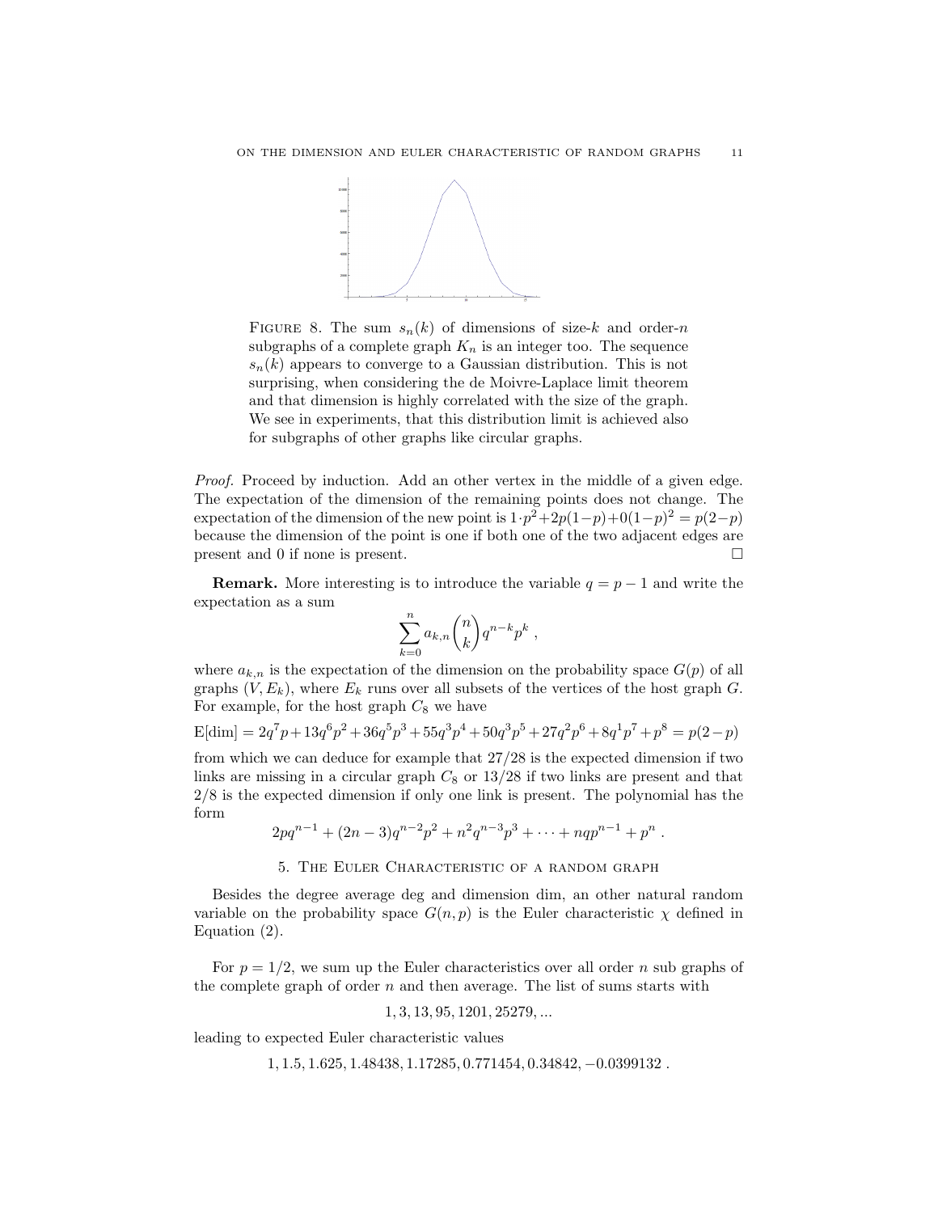FIGURE 8. The sum $s_n(k)$ of dimensions of size-$k$ and order-$n$ subgraphs of a complete graph $K_n$ is an integer too. The sequence $s_n(k)$ appears to converge to a Gaussian distribution. This is not surprising, when considering the de Moivre-Laplace limit theorem and that dimension is highly correlated with the size of the graph. We see in experiments, that this distribution limit is achieved also for subgraphs of other graphs like circular graphs.

*Proof.* Proceed by induction. Add an other vertex in the middle of a given edge. The expectation of the dimension of the remaining points does not change. The expectation of the dimension of the new point is $1 \cdot p^2 + 2p(1-p) + 0(1-p)^2 = p(2-p)$ because the dimension of the point is one if both one of the two adjacent edges are present and 0 if none is present. $\square$

**Remark.** More interesting is to introduce the variable $q = p - 1$ and write the expectation as a sum

$$\sum_{k=0}^{n} a_{k,n} \binom{n}{k} q^{n-k} p^k ,$$

where $a_{k,n}$ is the expectation of the dimension on the probability space $G(p)$ of all graphs $(V, E_k)$, where $E_k$ runs over all subsets of the vertices of the host graph $G$. For example, for the host graph $C_8$ we have

$$\text{E[dim]} = 2q^7p + 13q^6p^2 + 36q^5p^3 + 55q^3p^4 + 50q^3p^5 + 27q^2p^6 + 8q^1p^7 + p^8 = p(2-p)$$

from which we can deduce for example that $27/28$ is the expected dimension if two links are missing in a circular graph $C_8$ or $13/28$ if two links are present and that $2/8$ is the expected dimension if only one link is present. The polynomial has the form

$$2pq^{n-1} + (2n-3)q^{n-2}p^2 + n^2q^{n-3}p^3 + \cdots + nqp^{n-1} + p^n .$$

## 5. The Euler Characteristic of a random graph

Besides the degree average deg and dimension dim, an other natural random variable on the probability space $G(n, p)$ is the Euler characteristic $\chi$ defined in Equation (2).

For $p = 1/2$, we sum up the Euler characteristics over all order $n$ sub graphs of the complete graph of order $n$ and then average. The list of sums starts with

$$1, 3, 13, 95, 1201, 25279, ...$$

leading to expected Euler characteristic values

$$1, 1.5, 1.625, 1.48438, 1.17285, 0.771454, 0.34842, -0.0399132 .$$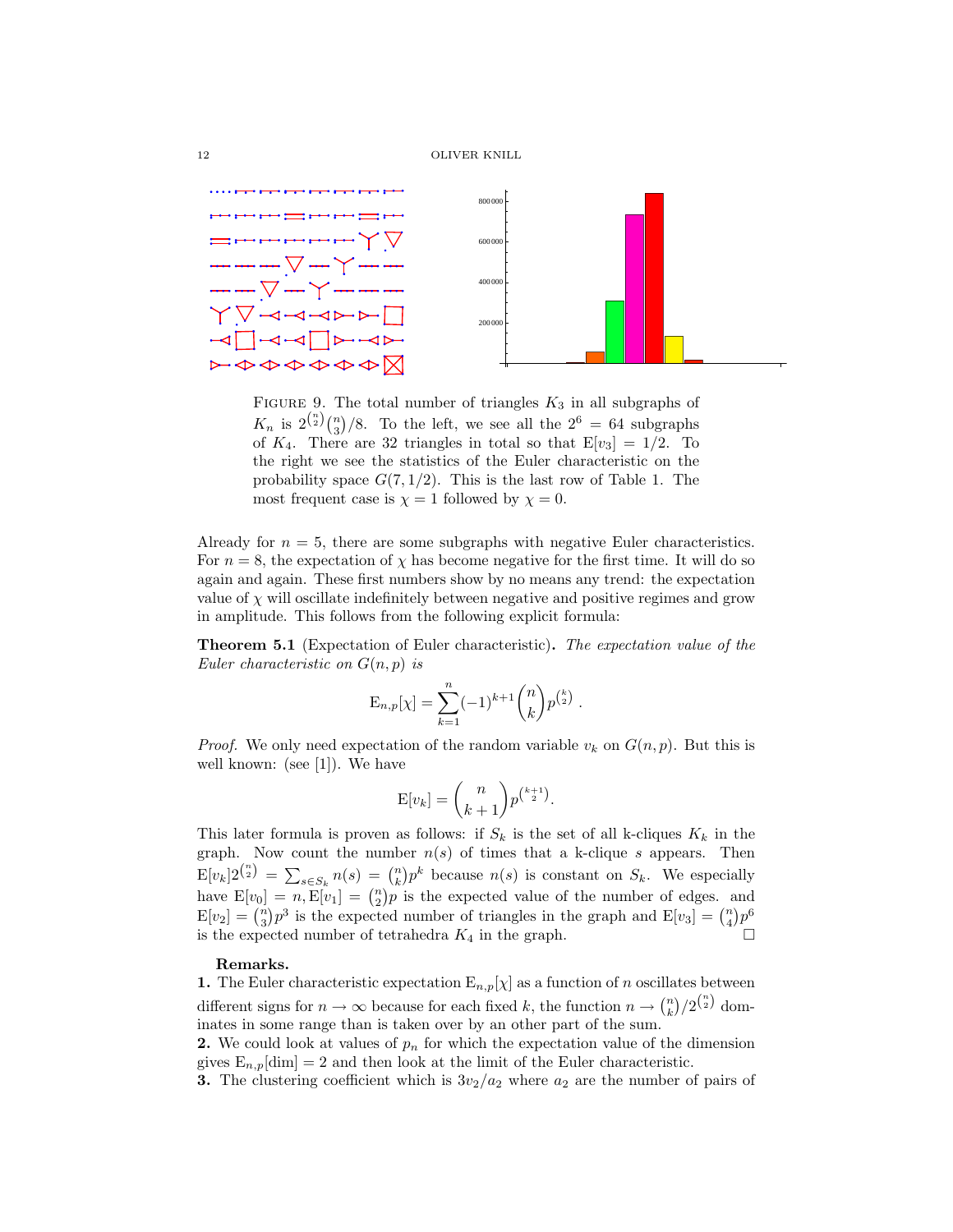FIGURE 9. The total number of triangles $K_3$ in all subgraphs of $K_n$ is $2^{\binom{n}{2}}\binom{n}{3}/8$. To the left, we see all the $2^6 = 64$ subgraphs of $K_4$. There are 32 triangles in total so that $\mathrm{E}[v_3] = 1/2$. To the right we see the statistics of the Euler characteristic on the probability space $G(7, 1/2)$. This is the last row of Table 1. The most frequent case is $\chi = 1$ followed by $\chi = 0$.

Already for $n = 5$, there are some subgraphs with negative Euler characteristics. For $n = 8$, the expectation of $\chi$ has become negative for the first time. It will do so again and again. These first numbers show by no means any trend: the expectation value of $\chi$ will oscillate indefinitely between negative and positive regimes and grow in amplitude. This follows from the following explicit formula:

**Theorem 5.1** (Expectation of Euler characteristic)**.** *The expectation value of the Euler characteristic on $G(n,p)$ is*

$$\mathrm{E}_{n,p}[\chi] = \sum_{k=1}^{n} (-1)^{k+1} \binom{n}{k} p^{\binom{k}{2}} .$$

*Proof.* We only need expectation of the random variable $v_k$ on $G(n,p)$. But this is well known: (see [1]). We have

$$\mathrm{E}[v_k] = \binom{n}{k+1} p^{\binom{k+1}{2}}.$$

This later formula is proven as follows: if $S_k$ is the set of all k-cliques $K_k$ in the graph. Now count the number $n(s)$ of times that a k-clique $s$ appears. Then $\mathrm{E}[v_k]2^{\binom{n}{2}} = \sum_{s \in S_k} n(s) = \binom{n}{k} p^k$ because $n(s)$ is constant on $S_k$. We especially have $\mathrm{E}[v_0] = n, \mathrm{E}[v_1] = \binom{n}{2}p$ is the expected value of the number of edges. and $\mathrm{E}[v_2] = \binom{n}{3}p^3$ is the expected number of triangles in the graph and $\mathrm{E}[v_3] = \binom{n}{4}p^6$ is the expected number of tetrahedra $K_4$ in the graph. $\square$

**Remarks.**

**1.** The Euler characteristic expectation $\mathrm{E}_{n,p}[\chi]$ as a function of $n$ oscillates between different signs for $n \to \infty$ because for each fixed $k$, the function $n \to \binom{n}{k}/2^{\binom{n}{2}}$ dominates in some range than is taken over by an other part of the sum.

**2.** We could look at values of $p_n$ for which the expectation value of the dimension gives $\mathrm{E}_{n,p}[\dim] = 2$ and then look at the limit of the Euler characteristic.

**3.** The clustering coefficient which is $3v_2/a_2$ where $a_2$ are the number of pairs of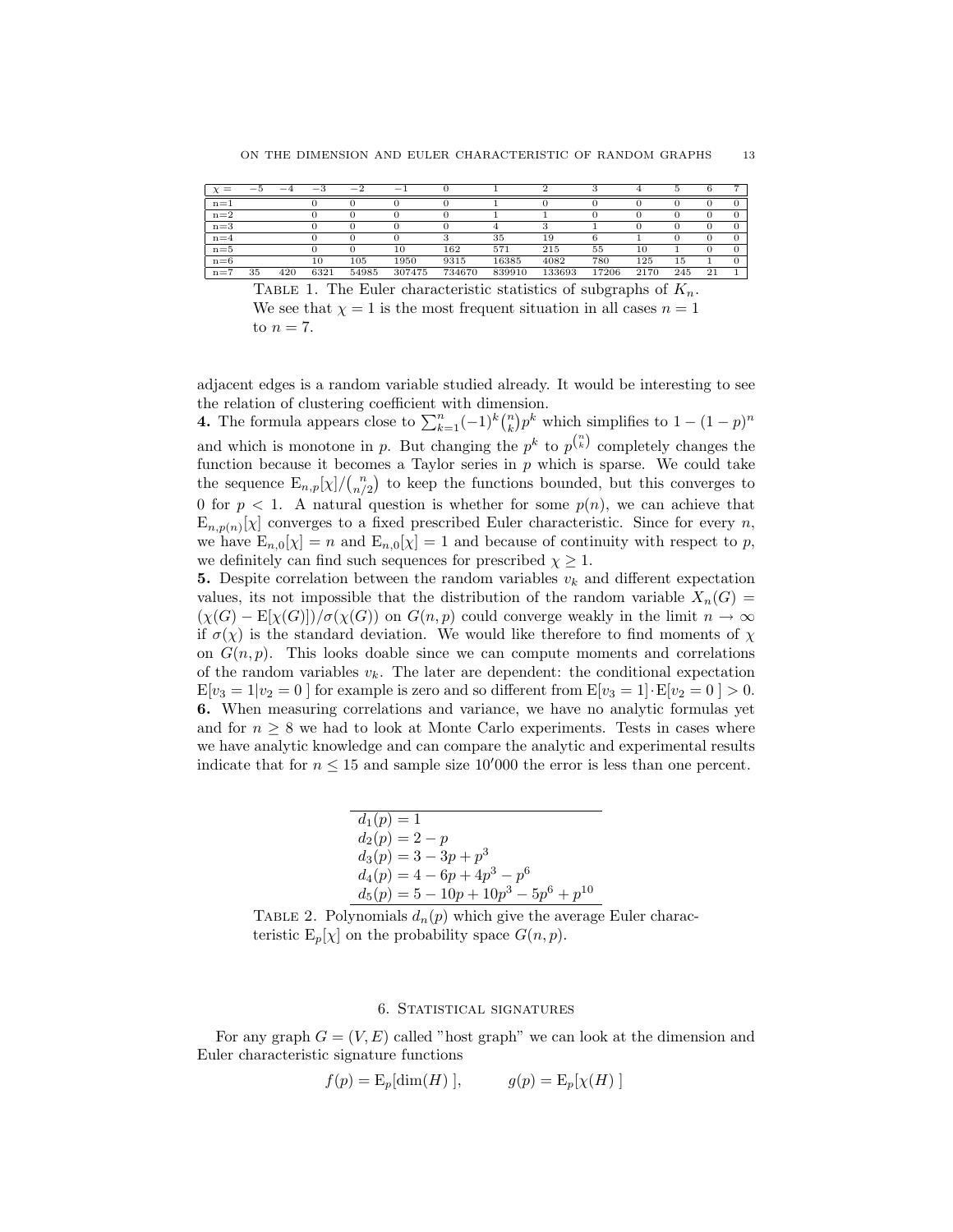| $\chi =$ | $-5$ | $-4$ | $-3$ | $-2$ | $-1$ | 0 | 1 | 2 | 3 | 4 | 5 | 6 | 7 |
|---|---|---|---|---|---|---|---|---|---|---|---|---|---|
| n=1 | | | 0 | 0 | 0 | 0 | 1 | 0 | 0 | 0 | 0 | 0 | 0 |
| n=2 | | | 0 | 0 | 0 | 0 | 1 | 1 | 0 | 0 | 0 | 0 | 0 |
| n=3 | | | 0 | 0 | 0 | 0 | 4 | 3 | 1 | 0 | 0 | 0 | 0 |
| n=4 | | | 0 | 0 | 0 | 3 | 35 | 19 | 6 | 1 | 0 | 0 | 0 |
| n=5 | | | 0 | 0 | 10 | 162 | 571 | 215 | 55 | 10 | 1 | 0 | 0 |
| n=6 | | | 10 | 105 | 1950 | 9315 | 16385 | 4082 | 780 | 125 | 15 | 1 | 0 |
| n=7 | 35 | 420 | 6321 | 54985 | 307475 | 734670 | 839910 | 133693 | 17206 | 2170 | 245 | 21 | 1 |

TABLE 1. The Euler characteristic statistics of subgraphs of $K_n$. We see that $\chi = 1$ is the most frequent situation in all cases $n = 1$ to $n = 7$.

adjacent edges is a random variable studied already. It would be interesting to see the relation of clustering coefficient with dimension.

**4.** The formula appears close to $\sum_{k=1}^{n}(-1)^k\binom{n}{k}p^k$ which simplifies to $1-(1-p)^n$ and which is monotone in $p$. But changing the $p^k$ to $p^{\binom{n}{k}}$ completely changes the function because it becomes a Taylor series in $p$ which is sparse. We could take the sequence $\mathrm{E}_{n,p}[\chi]/\binom{n}{n/2}$ to keep the functions bounded, but this converges to 0 for $p < 1$. A natural question is whether for some $p(n)$, we can achieve that $\mathrm{E}_{n,p(n)}[\chi]$ converges to a fixed prescribed Euler characteristic. Since for every $n$, we have $\mathrm{E}_{n,0}[\chi] = n$ and $\mathrm{E}_{n,0}[\chi] = 1$ and because of continuity with respect to $p$, we definitely can find such sequences for prescribed $\chi \geq 1$.

**5.** Despite correlation between the random variables $v_k$ and different expectation values, its not impossible that the distribution of the random variable $X_n(G) = (\chi(G) - \mathrm{E}[\chi(G)])/\sigma(\chi(G))$ on $G(n,p)$ could converge weakly in the limit $n \to \infty$ if $\sigma(\chi)$ is the standard deviation. We would like therefore to find moments of $\chi$ on $G(n,p)$. This looks doable since we can compute moments and correlations of the random variables $v_k$. The later are dependent: the conditional expectation $\mathrm{E}[v_3 = 1|v_2 = 0\,]$ for example is zero and so different from $\mathrm{E}[v_3 = 1]\cdot\mathrm{E}[v_2 = 0\,] > 0$.

**6.** When measuring correlations and variance, we have no analytic formulas yet and for $n \geq 8$ we had to look at Monte Carlo experiments. Tests in cases where we have analytic knowledge and can compare the analytic and experimental results indicate that for $n \leq 15$ and sample size $10'000$ the error is less than one percent.

| |
|---|
| $d_1(p) = 1$ |
| $d_2(p) = 2 - p$ |
| $d_3(p) = 3 - 3p + p^3$ |
| $d_4(p) = 4 - 6p + 4p^3 - p^6$ |
| $d_5(p) = 5 - 10p + 10p^3 - 5p^6 + p^{10}$ |

TABLE 2. Polynomials $d_n(p)$ which give the average Euler characteristic $\mathrm{E}_p[\chi]$ on the probability space $G(n,p)$.

## 6. Statistical signatures

For any graph $G = (V,E)$ called "host graph" we can look at the dimension and Euler characteristic signature functions

$$f(p) = \mathrm{E}_p[\dim(H)\,], \qquad g(p) = \mathrm{E}_p[\chi(H)\,]$$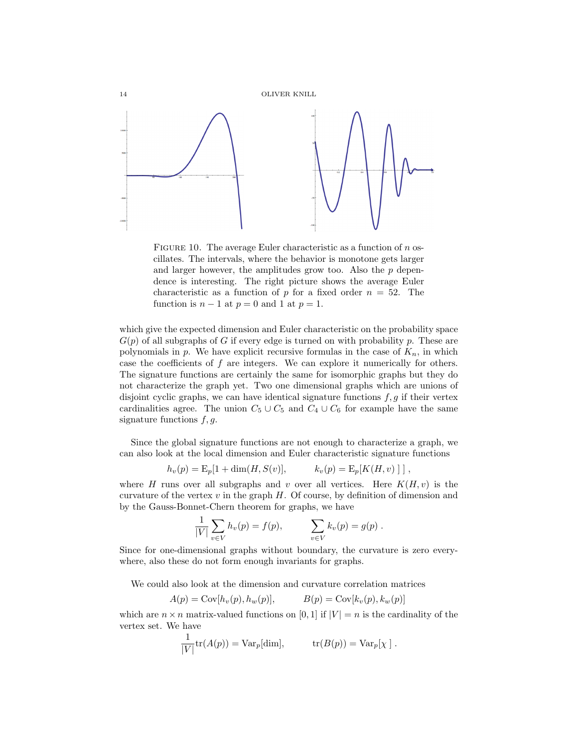FIGURE 10. The average Euler characteristic as a function of $n$ oscillates. The intervals, where the behavior is monotone gets larger and larger however, the amplitudes grow too. Also the $p$ dependence is interesting. The right picture shows the average Euler characteristic as a function of $p$ for a fixed order $n = 52$. The function is $n - 1$ at $p = 0$ and $1$ at $p = 1$.

which give the expected dimension and Euler characteristic on the probability space $G(p)$ of all subgraphs of $G$ if every edge is turned on with probability $p$. These are polynomials in $p$. We have explicit recursive formulas in the case of $K_n$, in which case the coefficients of $f$ are integers. We can explore it numerically for others. The signature functions are certainly the same for isomorphic graphs but they do not characterize the graph yet. Two one dimensional graphs which are unions of disjoint cyclic graphs, we can have identical signature functions $f, g$ if their vertex cardinalities agree. The union $C_5 \cup C_5$ and $C_4 \cup C_6$ for example have the same signature functions $f, g$.

Since the global signature functions are not enough to characterize a graph, we can also look at the local dimension and Euler characteristic signature functions

$$h_v(p) = \mathrm{E}_p[1 + \dim(H, S(v)], \qquad k_v(p) = \mathrm{E}_p[K(H, v)\ ]\ ] \ ,$$

where $H$ runs over all subgraphs and $v$ over all vertices. Here $K(H, v)$ is the curvature of the vertex $v$ in the graph $H$. Of course, by definition of dimension and by the Gauss-Bonnet-Chern theorem for graphs, we have

$$\frac{1}{|V|} \sum_{v \in V} h_v(p) = f(p), \qquad \sum_{v \in V} k_v(p) = g(p) \ .$$

Since for one-dimensional graphs without boundary, the curvature is zero everywhere, also these do not form enough invariants for graphs.

We could also look at the dimension and curvature correlation matrices

$$A(p) = \mathrm{Cov}[h_v(p), h_w(p)], \qquad B(p) = \mathrm{Cov}[k_v(p), k_w(p)]$$

which are $n \times n$ matrix-valued functions on $[0, 1]$ if $|V| = n$ is the cardinality of the vertex set. We have

$$\frac{1}{|V|} \mathrm{tr}(A(p)) = \mathrm{Var}_p[\dim], \qquad \mathrm{tr}(B(p)) = \mathrm{Var}_p[\chi\ ] \ .$$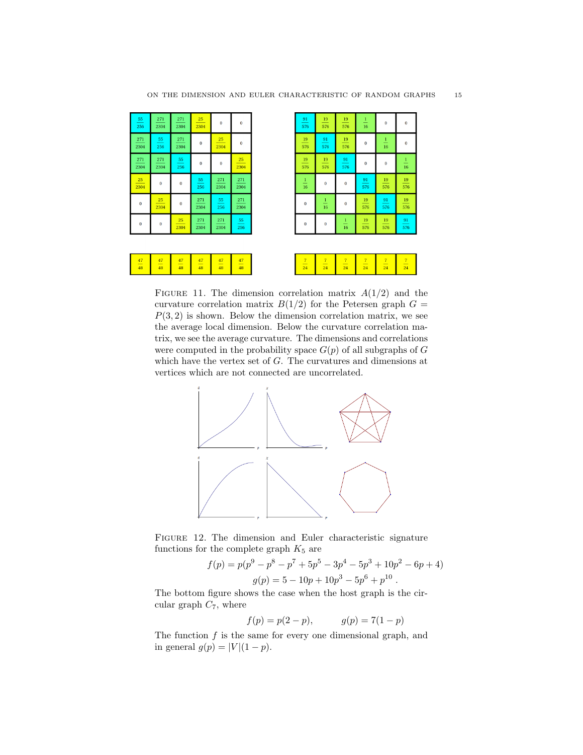| $\frac{55}{256}$ | $\frac{271}{2304}$ | $\frac{271}{2304}$ | $\frac{25}{2304}$ | 0 | 0 |
|---|---|---|---|---|---|
| $\frac{271}{2304}$ | $\frac{55}{256}$ | $\frac{271}{2304}$ | 0 | $\frac{25}{2304}$ | 0 |
| $\frac{271}{2304}$ | $\frac{271}{2304}$ | $\frac{55}{256}$ | 0 | 0 | $\frac{25}{2304}$ |
| $\frac{25}{2304}$ | 0 | 0 | $\frac{55}{256}$ | $\frac{271}{2304}$ | $\frac{271}{2304}$ |
| 0 | $\frac{25}{2304}$ | 0 | $\frac{271}{2304}$ | $\frac{55}{256}$ | $\frac{271}{2304}$ |
| 0 | 0 | $\frac{25}{2304}$ | $\frac{271}{2304}$ | $\frac{271}{2304}$ | $\frac{55}{256}$ |

| $\frac{47}{48}$ | $\frac{47}{48}$ | $\frac{47}{48}$ | $\frac{47}{48}$ | $\frac{47}{48}$ | $\frac{47}{48}$ |
|---|---|---|---|---|---|

| $\frac{91}{576}$ | $\frac{19}{576}$ | $\frac{19}{576}$ | $\frac{1}{16}$ | 0 | 0 |
|---|---|---|---|---|---|
| $\frac{19}{576}$ | $\frac{91}{576}$ | $\frac{19}{576}$ | 0 | $\frac{1}{16}$ | 0 |
| $\frac{19}{576}$ | $\frac{19}{576}$ | $\frac{91}{576}$ | 0 | 0 | $\frac{1}{16}$ |
| $\frac{1}{16}$ | 0 | 0 | $\frac{91}{576}$ | $\frac{19}{576}$ | $\frac{19}{576}$ |
| 0 | $\frac{1}{16}$ | 0 | $\frac{19}{576}$ | $\frac{91}{576}$ | $\frac{19}{576}$ |
| 0 | 0 | $\frac{1}{16}$ | $\frac{19}{576}$ | $\frac{19}{576}$ | $\frac{91}{576}$ |

| $\frac{7}{24}$ | $\frac{7}{24}$ | $\frac{7}{24}$ | $\frac{7}{24}$ | $\frac{7}{24}$ | $\frac{7}{24}$ |
|---|---|---|---|---|---|

FIGURE 11. The dimension correlation matrix $A(1/2)$ and the curvature correlation matrix $B(1/2)$ for the Petersen graph $G = P(3,2)$ is shown. Below the dimension correlation matrix, we see the average local dimension. Below the curvature correlation matrix, we see the average curvature. The dimensions and correlations were computed in the probability space $G(p)$ of all subgraphs of $G$ which have the vertex set of $G$. The curvatures and dimensions at vertices which are not connected are uncorrelated.

FIGURE 12. The dimension and Euler characteristic signature functions for the complete graph $K_5$ are

$$f(p) = p(p^9 - p^8 - p^7 + 5p^5 - 3p^4 - 5p^3 + 10p^2 - 6p + 4)$$

$$g(p) = 5 - 10p + 10p^3 - 5p^6 + p^{10} \; .$$

The bottom figure shows the case when the host graph is the circular graph $C_7$, where

$$f(p) = p(2-p), \qquad g(p) = 7(1-p)$$

The function $f$ is the same for every one dimensional graph, and in general $g(p) = |V|(1-p)$.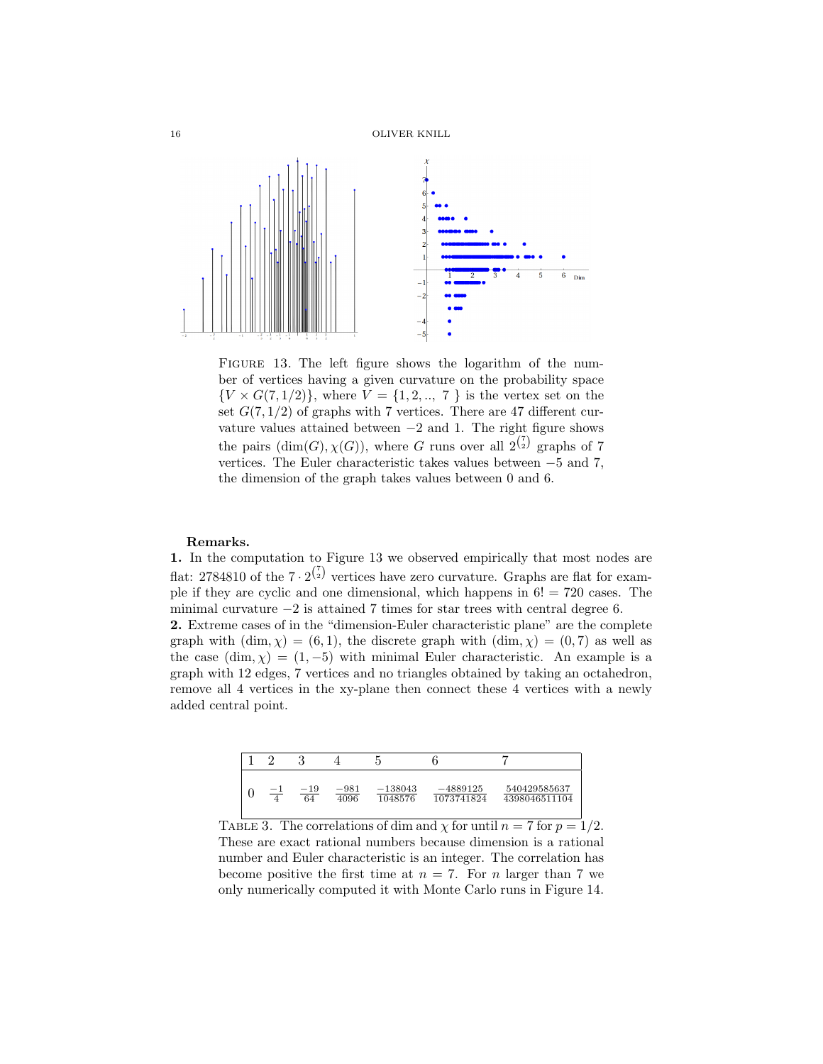FIGURE 13. The left figure shows the logarithm of the number of vertices having a given curvature on the probability space $\{V \times G(7, 1/2)\}$, where $V = \{1, 2, .., 7\}$ is the vertex set on the set $G(7, 1/2)$ of graphs with 7 vertices. There are 47 different curvature values attained between $-2$ and 1. The right figure shows the pairs $(\dim(G), \chi(G))$, where $G$ runs over all $2^{\binom{7}{2}}$ graphs of 7 vertices. The Euler characteristic takes values between $-5$ and 7, the dimension of the graph takes values between 0 and 6.

**Remarks.**

**1.** In the computation to Figure 13 we observed empirically that most nodes are flat: 2784810 of the $7 \cdot 2^{\binom{7}{2}}$ vertices have zero curvature. Graphs are flat for example if they are cyclic and one dimensional, which happens in $6! = 720$ cases. The minimal curvature $-2$ is attained 7 times for star trees with central degree 6.

**2.** Extreme cases of in the "dimension-Euler characteristic plane" are the complete graph with $(\dim, \chi) = (6, 1)$, the discrete graph with $(\dim, \chi) = (0, 7)$ as well as the case $(\dim, \chi) = (1, -5)$ with minimal Euler characteristic. An example is a graph with 12 edges, 7 vertices and no triangles obtained by taking an octahedron, remove all 4 vertices in the xy-plane then connect these 4 vertices with a newly added central point.

| 1 | 2 | 3 | 4 | 5 | 6 | 7 |
|---|---|---|---|---|---|---|
| 0 | $\frac{-1}{4}$ | $\frac{-19}{64}$ | $\frac{-981}{4096}$ | $\frac{-138043}{1048576}$ | $\frac{-4889125}{1073741824}$ | $\frac{540429585637}{4398046511104}$ |

TABLE 3. The correlations of dim and $\chi$ for until $n = 7$ for $p = 1/2$. These are exact rational numbers because dimension is a rational number and Euler characteristic is an integer. The correlation has become positive the first time at $n = 7$. For $n$ larger than 7 we only numerically computed it with Monte Carlo runs in Figure 14.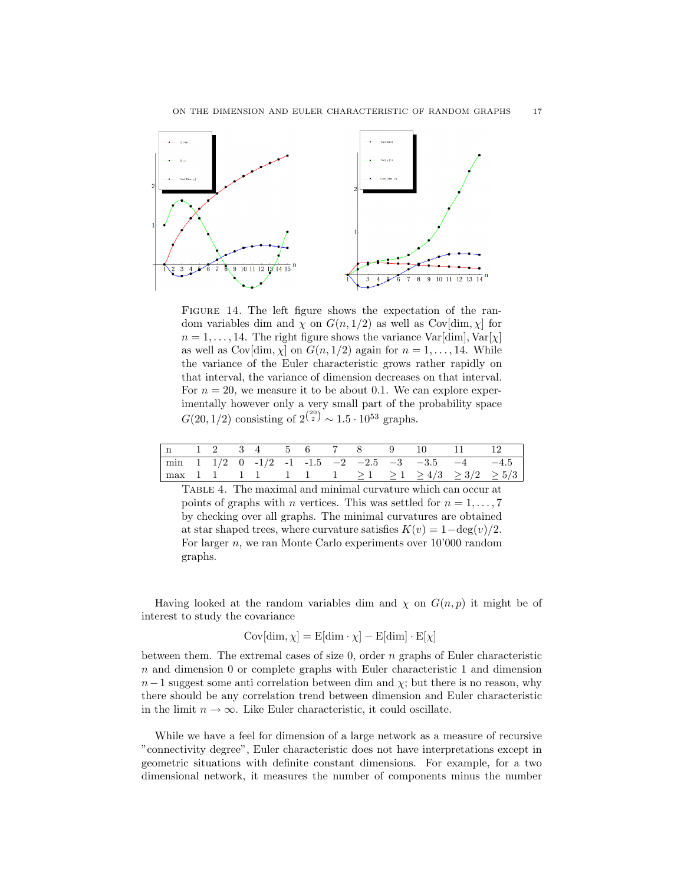FIGURE 14. The left figure shows the expectation of the random variables dim and $\chi$ on $G(n, 1/2)$ as well as $\text{Cov}[\dim, \chi]$ for $n = 1, \dots, 14$. The right figure shows the variance $\text{Var}[\dim], \text{Var}[\chi]$ as well as $\text{Cov}[\dim, \chi]$ on $G(n, 1/2)$ again for $n = 1, \dots, 14$. While the variance of the Euler characteristic grows rather rapidly on that interval, the variance of dimension decreases on that interval. For $n = 20$, we measure it to be about 0.1. We can explore experimentally however only a very small part of the probability space $G(20, 1/2)$ consisting of $2^{\binom{20}{2}} \sim 1.5 \cdot 10^{53}$ graphs.

| n | 1 | 2 | 3 | 4 | 5 | 6 | 7 | 8 | 9 | 10 | 11 | 12 |
|---|---|---|---|---|---|---|---|---|---|---|---|---|
| min | 1 | 1/2 | 0 | -1/2 | -1 | -1.5 | $-2$ | $-2.5$ | $-3$ | $-3.5$ | $-4$ | $-4.5$ |
| max | 1 | 1 | 1 | 1 | 1 | 1 | 1 | $\geq 1$ | $\geq 1$ | $\geq 4/3$ | $\geq 3/2$ | $\geq 5/3$ |

TABLE 4. The maximal and minimal curvature which can occur at points of graphs with $n$ vertices. This was settled for $n = 1, \dots, 7$ by checking over all graphs. The minimal curvatures are obtained at star shaped trees, where curvature satisfies $K(v) = 1 - \deg(v)/2$. For larger $n$, we ran Monte Carlo experiments over 10'000 random graphs.

Having looked at the random variables dim and $\chi$ on $G(n, p)$ it might be of interest to study the covariance

$$\text{Cov}[\dim, \chi] = \text{E}[\dim \cdot \chi] - \text{E}[\dim] \cdot \text{E}[\chi]$$

between them. The extremal cases of size 0, order $n$ graphs of Euler characteristic $n$ and dimension 0 or complete graphs with Euler characteristic 1 and dimension $n-1$ suggest some anti correlation between dim and $\chi$; but there is no reason, why there should be any correlation trend between dimension and Euler characteristic in the limit $n \to \infty$. Like Euler characteristic, it could oscillate.

While we have a feel for dimension of a large network as a measure of recursive "connectivity degree", Euler characteristic does not have interpretations except in geometric situations with definite constant dimensions. For example, for a two dimensional network, it measures the number of components minus the number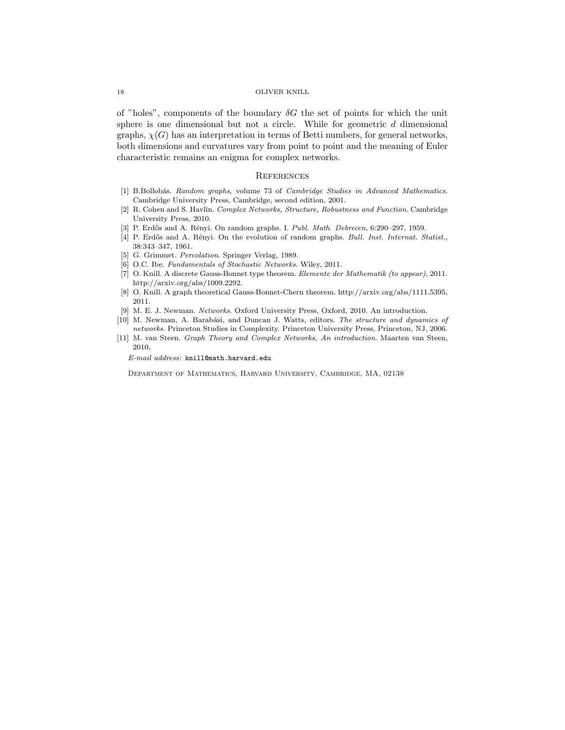of "holes", components of the boundary $\delta G$ the set of points for which the unit sphere is one dimensional but not a circle. While for geometric $d$ dimensional graphs, $\chi(G)$ has an interpretation in terms of Betti numbers, for general networks, both dimensions and curvatures vary from point to point and the meaning of Euler characteristic remains an enigma for complex networks.

## References

[1] B.Bollobás. *Random graphs*, volume 73 of *Cambridge Studies in Advanced Mathematics*. Cambridge University Press, Cambridge, second edition, 2001.

[2] R. Cohen and S. Havlin. *Complex Networks, Structure, Robustness and Function*. Cambridge University Press, 2010.

[3] P. Erdős and A. Rényi. On random graphs. I. *Publ. Math. Debrecen*, 6:290–297, 1959.

[4] P. Erdős and A. Rényi. On the evolution of random graphs. *Bull. Inst. Internat. Statist.*, 38:343–347, 1961.

[5] G. Grimmet. *Percolation*. Springer Verlag, 1989.

[6] O.C. Ibe. *Fundamentals of Stochastic Networks*. Wiley, 2011.

[7] O. Knill. A discrete Gauss-Bonnet type theorem. *Elemente der Mathematik (to appear)*, 2011. http://arxiv.org/abs/1009.2292.

[8] O. Knill. A graph theoretical Gauss-Bonnet-Chern theorem. http://arxiv.org/abs/1111.5395, 2011.

[9] M. E. J. Newman. *Networks*. Oxford University Press, Oxford, 2010. An introduction.

[10] M. Newman, A. Barabási, and Duncan J. Watts, editors. *The structure and dynamics of networks*. Princeton Studies in Complexity. Princeton University Press, Princeton, NJ, 2006.

[11] M. van Steen. *Graph Theory and Complex Networks, An introduction*. Maarten van Steen, 2010,

*E-mail address*: knill@math.harvard.edu

Department of Mathematics, Harvard University, Cambridge, MA, 02138